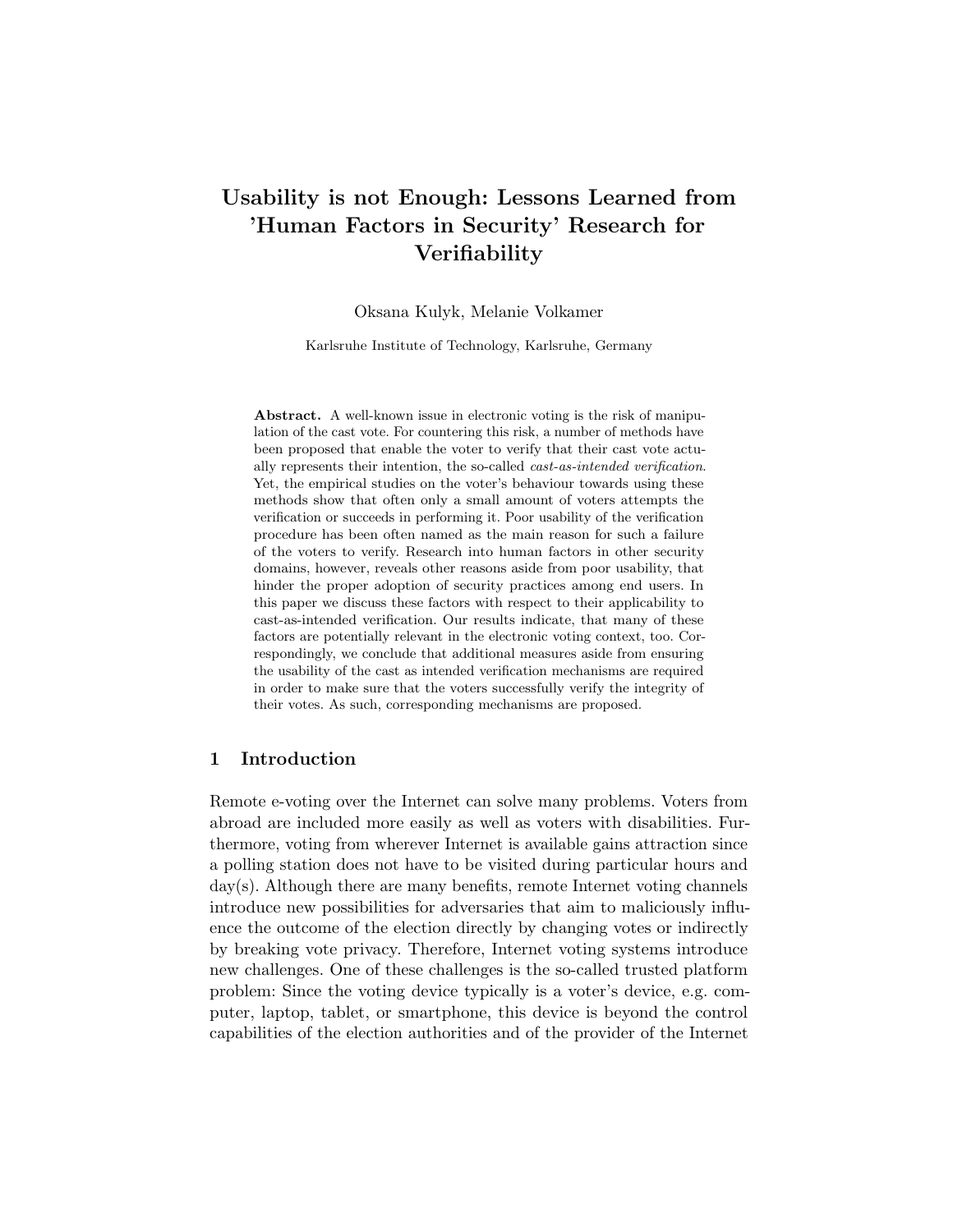# Usability is not Enough: Lessons Learned from 'Human Factors in Security' Research for Verifiability

Oksana Kulyk, Melanie Volkamer

Karlsruhe Institute of Technology, Karlsruhe, Germany

**Abstract.** A well-known issue in electronic voting is the risk of manipulation of the cast vote. For countering this risk, a number of methods have been proposed that enable the voter to verify that their cast vote actually represents their intention, the so-called *cast-as-intended verification*. Yet, the empirical studies on the voter's behaviour towards using these methods show that often only a small amount of voters attempts the verification or succeeds in performing it. Poor usability of the verification procedure has been often named as the main reason for such a failure of the voters to verify. Research into human factors in other security domains, however, reveals other reasons aside from poor usability, that hinder the proper adoption of security practices among end users. In this paper we discuss these factors with respect to their applicability to cast-as-intended verification. Our results indicate, that many of these factors are potentially relevant in the electronic voting context, too. Correspondingly, we conclude that additional measures aside from ensuring the usability of the cast as intended verification mechanisms are required in order to make sure that the voters successfully verify the integrity of their votes. As such, corresponding mechanisms are proposed.

## 1 Introduction

Remote e-voting over the Internet can solve many problems. Voters from abroad are included more easily as well as voters with disabilities. Furthermore, voting from wherever Internet is available gains attraction since a polling station does not have to be visited during particular hours and day(s). Although there are many benefits, remote Internet voting channels introduce new possibilities for adversaries that aim to maliciously influence the outcome of the election directly by changing votes or indirectly by breaking vote privacy. Therefore, Internet voting systems introduce new challenges. One of these challenges is the so-called trusted platform problem: Since the voting device typically is a voter's device, e.g. computer, laptop, tablet, or smartphone, this device is beyond the control capabilities of the election authorities and of the provider of the Internet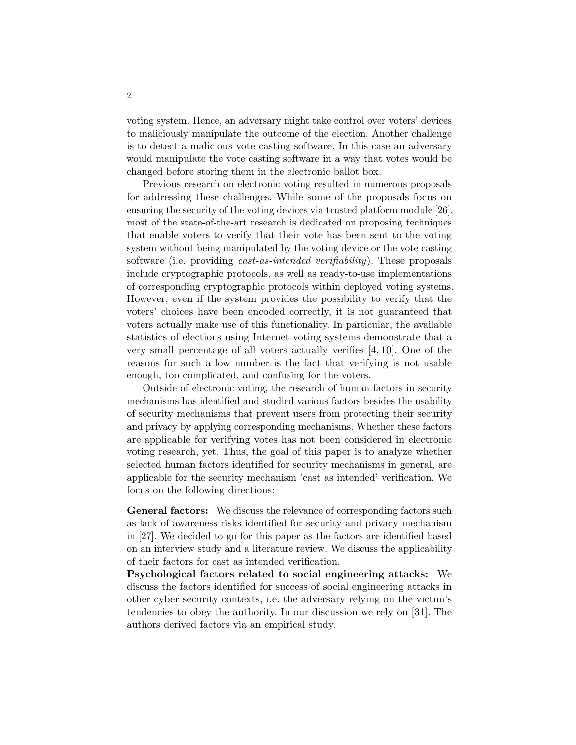voting system. Hence, an adversary might take control over voters' devices to maliciously manipulate the outcome of the election. Another challenge is to detect a malicious vote casting software. In this case an adversary would manipulate the vote casting software in a way that votes would be changed before storing them in the electronic ballot box.

Previous research on electronic voting resulted in numerous proposals for addressing these challenges. While some of the proposals focus on ensuring the security of the voting devices via trusted platform module [26], most of the state-of-the-art research is dedicated on proposing techniques that enable voters to verify that their vote has been sent to the voting system without being manipulated by the voting device or the vote casting software (i.e. providing *cast-as-intended verifiability*). These proposals include cryptographic protocols, as well as ready-to-use implementations of corresponding cryptographic protocols within deployed voting systems. However, even if the system provides the possibility to verify that the voters' choices have been encoded correctly, it is not guaranteed that voters actually make use of this functionality. In particular, the available statistics of elections using Internet voting systems demonstrate that a very small percentage of all voters actually verifies [4, 10]. One of the reasons for such a low number is the fact that verifying is not usable enough, too complicated, and confusing for the voters.

Outside of electronic voting, the research of human factors in security mechanisms has identified and studied various factors besides the usability of security mechanisms that prevent users from protecting their security and privacy by applying corresponding mechanisms. Whether these factors are applicable for verifying votes has not been considered in electronic voting research, yet. Thus, the goal of this paper is to analyze whether selected human factors identified for security mechanisms in general, are applicable for the security mechanism 'cast as intended' verification. We focus on the following directions:

**General factors:** We discuss the relevance of corresponding factors such as lack of awareness risks identified for security and privacy mechanism in [27]. We decided to go for this paper as the factors are identified based on an interview study and a literature review. We discuss the applicability of their factors for cast as intended verification.

**Psychological factors related to social engineering attacks:** We discuss the factors identified for success of social engineering attacks in other cyber security contexts, i.e. the adversary relying on the victim's tendencies to obey the authority. In our discussion we rely on [31]. The authors derived factors via an empirical study.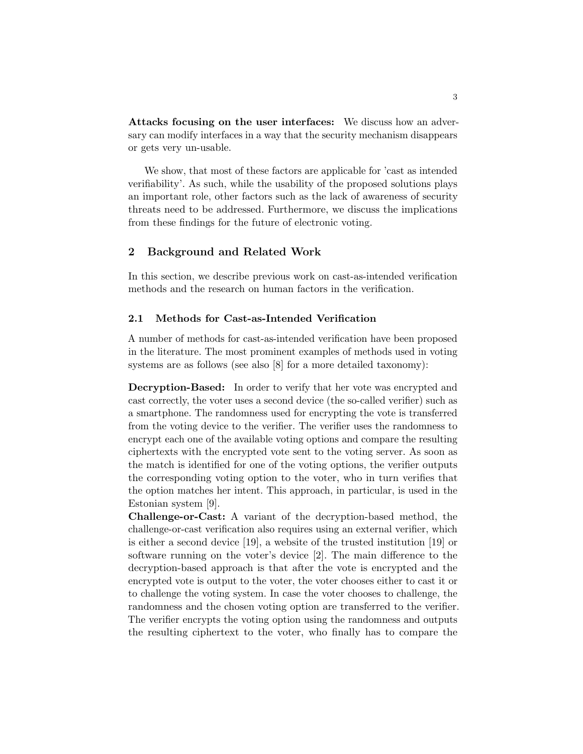**Attacks focusing on the user interfaces:** We discuss how an adversary can modify interfaces in a way that the security mechanism disappears or gets very un-usable.

We show, that most of these factors are applicable for 'cast as intended verifiability'. As such, while the usability of the proposed solutions plays an important role, other factors such as the lack of awareness of security threats need to be addressed. Furthermore, we discuss the implications from these findings for the future of electronic voting.

## 2 Background and Related Work

In this section, we describe previous work on cast-as-intended verification methods and the research on human factors in the verification.

### 2.1 Methods for Cast-as-Intended Verification

A number of methods for cast-as-intended verification have been proposed in the literature. The most prominent examples of methods used in voting systems are as follows (see also [8] for a more detailed taxonomy):

**Decryption-Based:** In order to verify that her vote was encrypted and cast correctly, the voter uses a second device (the so-called verifier) such as a smartphone. The randomness used for encrypting the vote is transferred from the voting device to the verifier. The verifier uses the randomness to encrypt each one of the available voting options and compare the resulting ciphertexts with the encrypted vote sent to the voting server. As soon as the match is identified for one of the voting options, the verifier outputs the corresponding voting option to the voter, who in turn verifies that the option matches her intent. This approach, in particular, is used in the Estonian system [9].

**Challenge-or-Cast:** A variant of the decryption-based method, the challenge-or-cast verification also requires using an external verifier, which is either a second device [19], a website of the trusted institution [19] or software running on the voter's device [2]. The main difference to the decryption-based approach is that after the vote is encrypted and the encrypted vote is output to the voter, the voter chooses either to cast it or to challenge the voting system. In case the voter chooses to challenge, the randomness and the chosen voting option are transferred to the verifier. The verifier encrypts the voting option using the randomness and outputs the resulting ciphertext to the voter, who finally has to compare the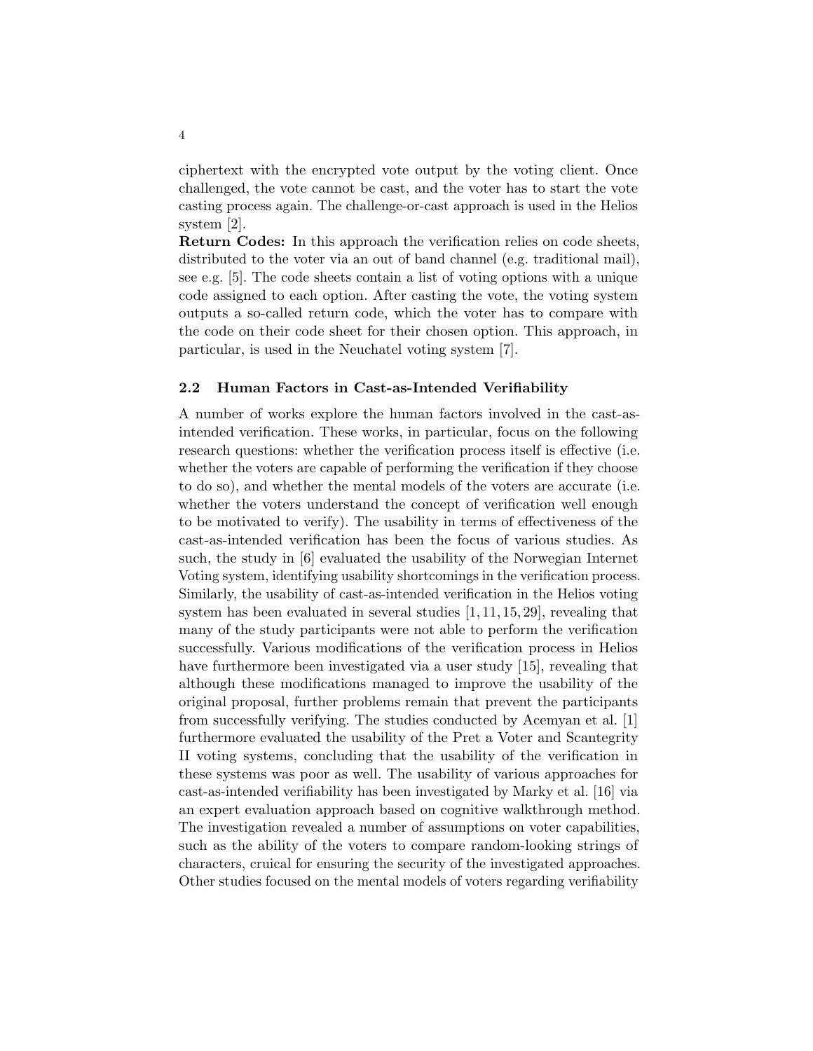ciphertext with the encrypted vote output by the voting client. Once challenged, the vote cannot be cast, and the voter has to start the vote casting process again. The challenge-or-cast approach is used in the Helios system [2].

**Return Codes:** In this approach the verification relies on code sheets, distributed to the voter via an out of band channel (e.g. traditional mail), see e.g. [5]. The code sheets contain a list of voting options with a unique code assigned to each option. After casting the vote, the voting system outputs a so-called return code, which the voter has to compare with the code on their code sheet for their chosen option. This approach, in particular, is used in the Neuchatel voting system [7].

### 2.2 Human Factors in Cast-as-Intended Verifiability

A number of works explore the human factors involved in the cast-as-intended verification. These works, in particular, focus on the following research questions: whether the verification process itself is effective (i.e. whether the voters are capable of performing the verification if they choose to do so), and whether the mental models of the voters are accurate (i.e. whether the voters understand the concept of verification well enough to be motivated to verify). The usability in terms of effectiveness of the cast-as-intended verification has been the focus of various studies. As such, the study in [6] evaluated the usability of the Norwegian Internet Voting system, identifying usability shortcomings in the verification process. Similarly, the usability of cast-as-intended verification in the Helios voting system has been evaluated in several studies [1, 11, 15, 29], revealing that many of the study participants were not able to perform the verification successfully. Various modifications of the verification process in Helios have furthermore been investigated via a user study [15], revealing that although these modifications managed to improve the usability of the original proposal, further problems remain that prevent the participants from successfully verifying. The studies conducted by Acemyan et al. [1] furthermore evaluated the usability of the Pret a Voter and Scantegrity II voting systems, concluding that the usability of the verification in these systems was poor as well. The usability of various approaches for cast-as-intended verifiability has been investigated by Marky et al. [16] via an expert evaluation approach based on cognitive walkthrough method. The investigation revealed a number of assumptions on voter capabilities, such as the ability of the voters to compare random-looking strings of characters, cruical for ensuring the security of the investigated approaches. Other studies focused on the mental models of voters regarding verifiability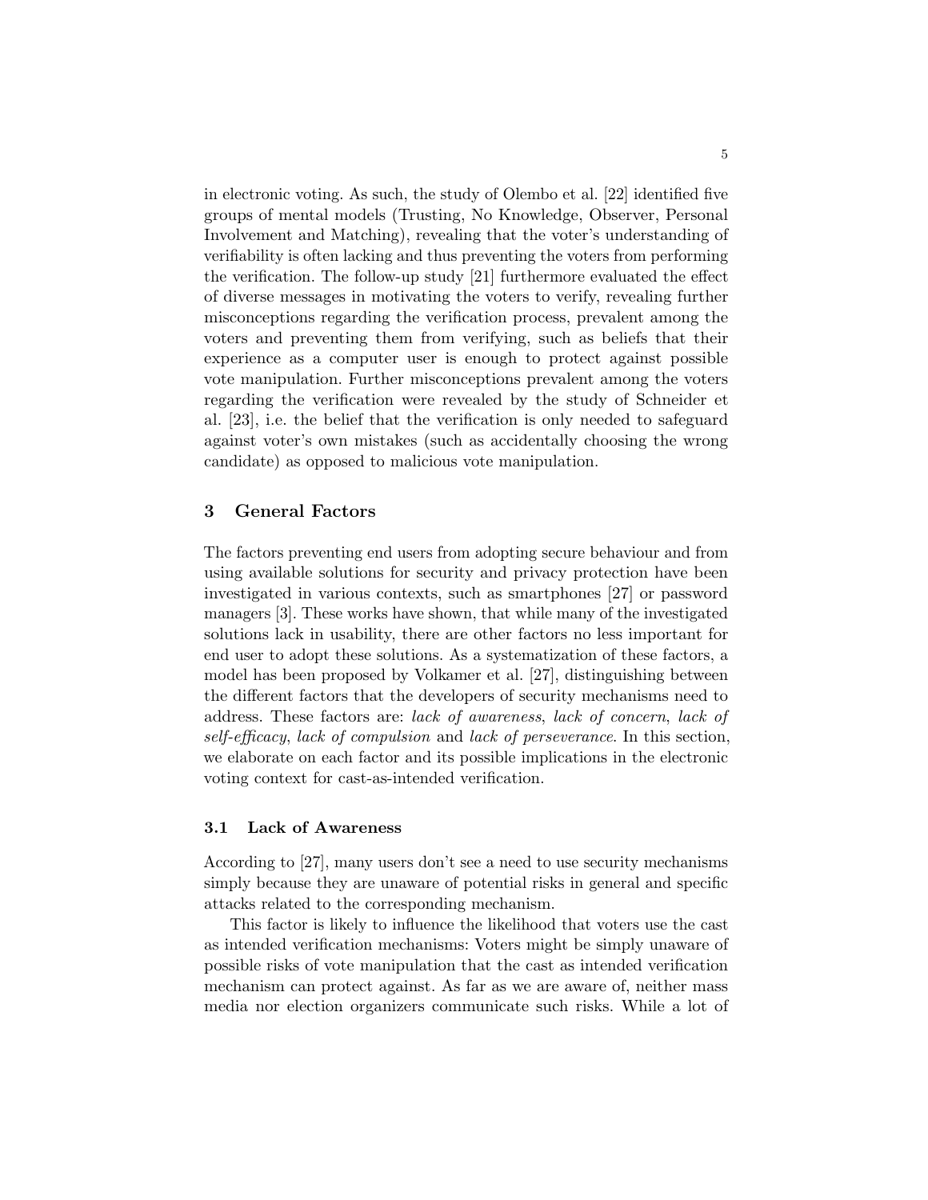in electronic voting. As such, the study of Olembo et al. [22] identified five groups of mental models (Trusting, No Knowledge, Observer, Personal Involvement and Matching), revealing that the voter's understanding of verifiability is often lacking and thus preventing the voters from performing the verification. The follow-up study [21] furthermore evaluated the effect of diverse messages in motivating the voters to verify, revealing further misconceptions regarding the verification process, prevalent among the voters and preventing them from verifying, such as beliefs that their experience as a computer user is enough to protect against possible vote manipulation. Further misconceptions prevalent among the voters regarding the verification were revealed by the study of Schneider et al. [23], i.e. the belief that the verification is only needed to safeguard against voter's own mistakes (such as accidentally choosing the wrong candidate) as opposed to malicious vote manipulation.

## 3 General Factors

The factors preventing end users from adopting secure behaviour and from using available solutions for security and privacy protection have been investigated in various contexts, such as smartphones [27] or password managers [3]. These works have shown, that while many of the investigated solutions lack in usability, there are other factors no less important for end user to adopt these solutions. As a systematization of these factors, a model has been proposed by Volkamer et al. [27], distinguishing between the different factors that the developers of security mechanisms need to address. These factors are: *lack of awareness*, *lack of concern*, *lack of self-efficacy*, *lack of compulsion* and *lack of perseverance*. In this section, we elaborate on each factor and its possible implications in the electronic voting context for cast-as-intended verification.

### 3.1 Lack of Awareness

According to [27], many users don't see a need to use security mechanisms simply because they are unaware of potential risks in general and specific attacks related to the corresponding mechanism.

This factor is likely to influence the likelihood that voters use the cast as intended verification mechanisms: Voters might be simply unaware of possible risks of vote manipulation that the cast as intended verification mechanism can protect against. As far as we are aware of, neither mass media nor election organizers communicate such risks. While a lot of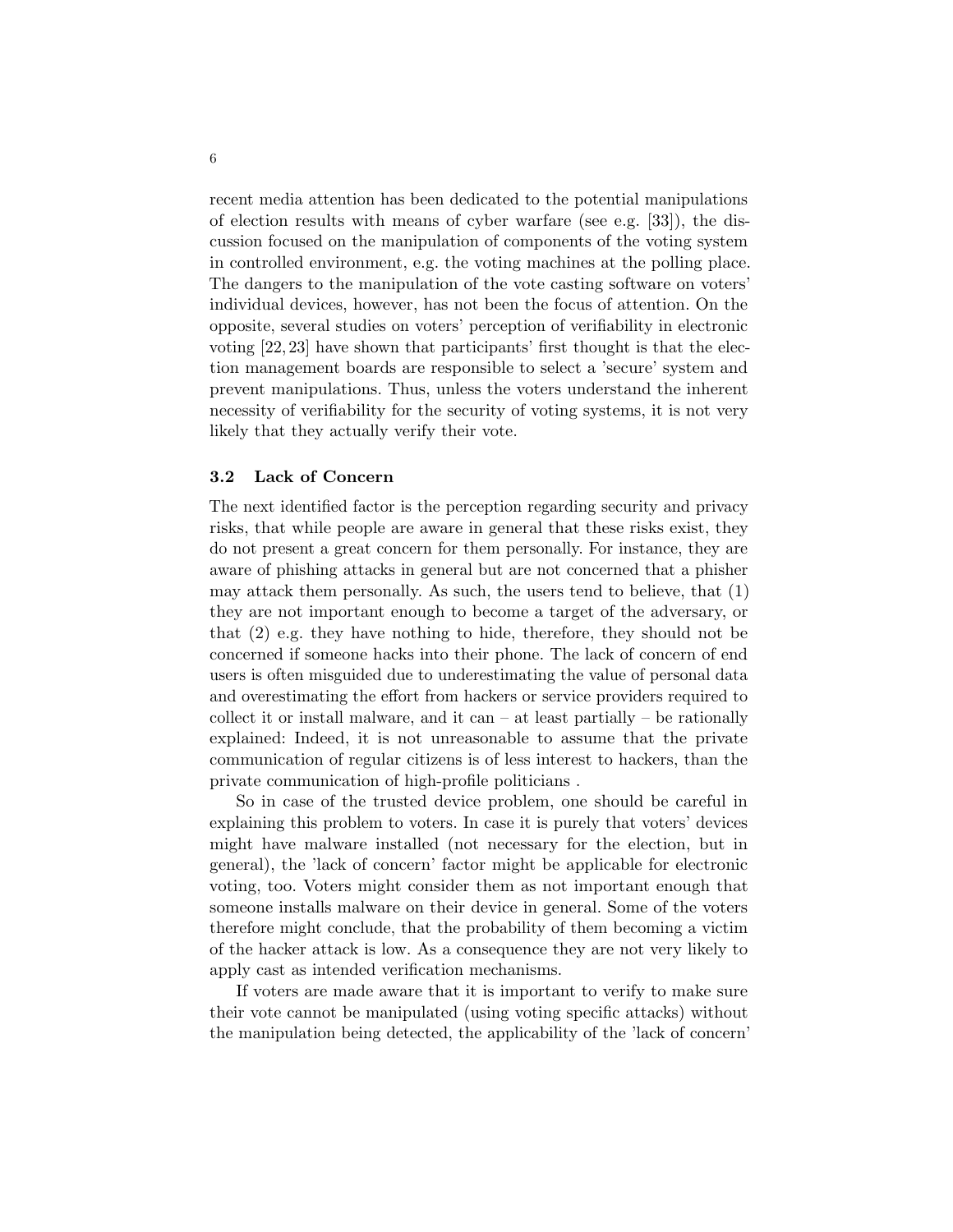recent media attention has been dedicated to the potential manipulations of election results with means of cyber warfare (see e.g. [33]), the discussion focused on the manipulation of components of the voting system in controlled environment, e.g. the voting machines at the polling place. The dangers to the manipulation of the vote casting software on voters' individual devices, however, has not been the focus of attention. On the opposite, several studies on voters' perception of verifiability in electronic voting [22, 23] have shown that participants' first thought is that the election management boards are responsible to select a 'secure' system and prevent manipulations. Thus, unless the voters understand the inherent necessity of verifiability for the security of voting systems, it is not very likely that they actually verify their vote.

### 3.2 Lack of Concern

The next identified factor is the perception regarding security and privacy risks, that while people are aware in general that these risks exist, they do not present a great concern for them personally. For instance, they are aware of phishing attacks in general but are not concerned that a phisher may attack them personally. As such, the users tend to believe, that (1) they are not important enough to become a target of the adversary, or that (2) e.g. they have nothing to hide, therefore, they should not be concerned if someone hacks into their phone. The lack of concern of end users is often misguided due to underestimating the value of personal data and overestimating the effort from hackers or service providers required to collect it or install malware, and it can – at least partially – be rationally explained: Indeed, it is not unreasonable to assume that the private communication of regular citizens is of less interest to hackers, than the private communication of high-profile politicians .

So in case of the trusted device problem, one should be careful in explaining this problem to voters. In case it is purely that voters' devices might have malware installed (not necessary for the election, but in general), the 'lack of concern' factor might be applicable for electronic voting, too. Voters might consider them as not important enough that someone installs malware on their device in general. Some of the voters therefore might conclude, that the probability of them becoming a victim of the hacker attack is low. As a consequence they are not very likely to apply cast as intended verification mechanisms.

If voters are made aware that it is important to verify to make sure their vote cannot be manipulated (using voting specific attacks) without the manipulation being detected, the applicability of the 'lack of concern'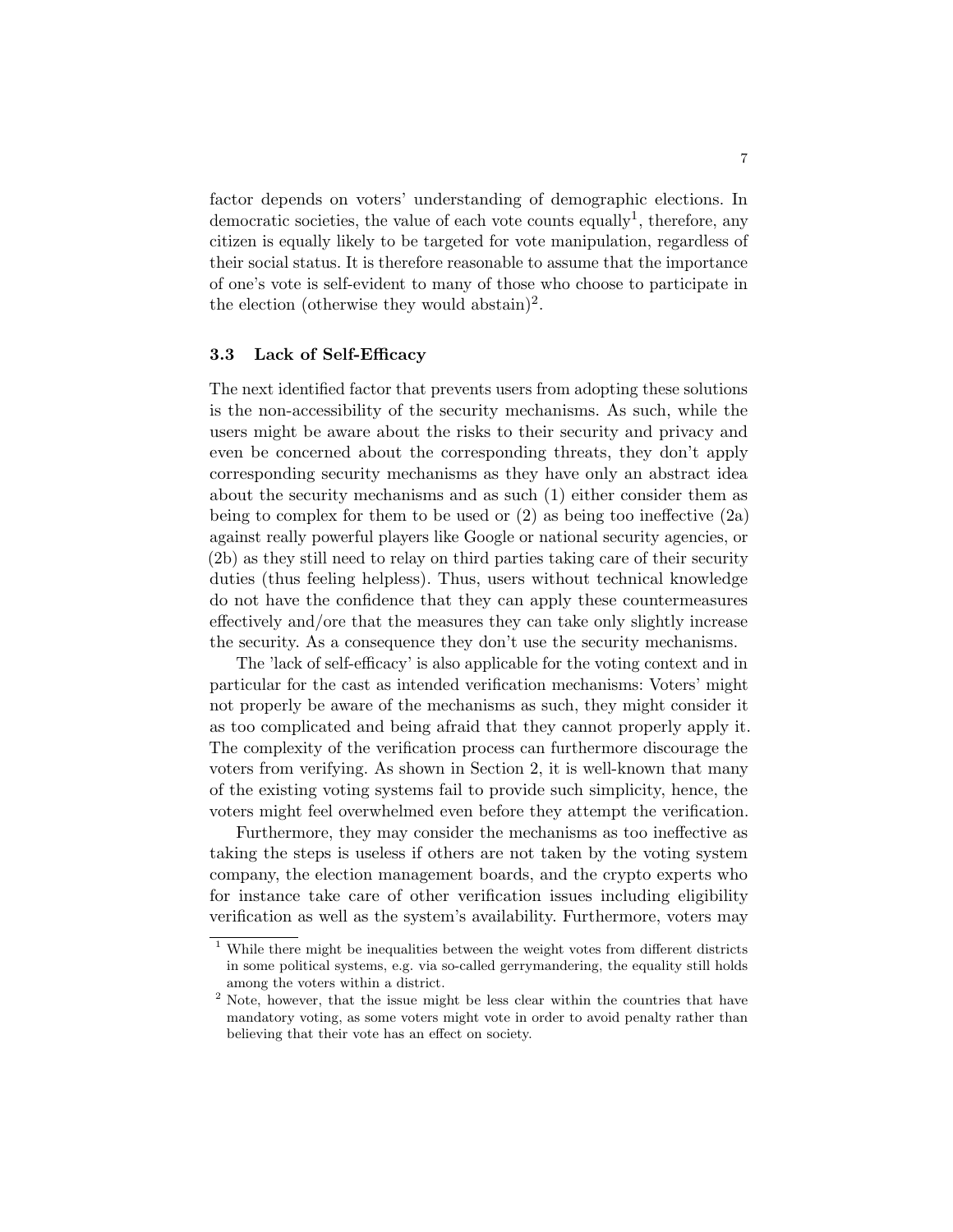factor depends on voters' understanding of demographic elections. In democratic societies, the value of each vote counts equally[1], therefore, any citizen is equally likely to be targeted for vote manipulation, regardless of their social status. It is therefore reasonable to assume that the importance of one's vote is self-evident to many of those who choose to participate in the election (otherwise they would abstain)[2].

### 3.3 Lack of Self-Efficacy

The next identified factor that prevents users from adopting these solutions is the non-accessibility of the security mechanisms. As such, while the users might be aware about the risks to their security and privacy and even be concerned about the corresponding threats, they don't apply corresponding security mechanisms as they have only an abstract idea about the security mechanisms and as such (1) either consider them as being to complex for them to be used or (2) as being too ineffective (2a) against really powerful players like Google or national security agencies, or (2b) as they still need to relay on third parties taking care of their security duties (thus feeling helpless). Thus, users without technical knowledge do not have the confidence that they can apply these countermeasures effectively and/ore that the measures they can take only slightly increase the security. As a consequence they don't use the security mechanisms.

The 'lack of self-efficacy' is also applicable for the voting context and in particular for the cast as intended verification mechanisms: Voters' might not properly be aware of the mechanisms as such, they might consider it as too complicated and being afraid that they cannot properly apply it. The complexity of the verification process can furthermore discourage the voters from verifying. As shown in Section 2, it is well-known that many of the existing voting systems fail to provide such simplicity, hence, the voters might feel overwhelmed even before they attempt the verification.

Furthermore, they may consider the mechanisms as too ineffective as taking the steps is useless if others are not taken by the voting system company, the election management boards, and the crypto experts who for instance take care of other verification issues including eligibility verification as well as the system's availability. Furthermore, voters may

[1] While there might be inequalities between the weight votes from different districts in some political systems, e.g. via so-called gerrymandering, the equality still holds among the voters within a district.

[2] Note, however, that the issue might be less clear within the countries that have mandatory voting, as some voters might vote in order to avoid penalty rather than believing that their vote has an effect on society.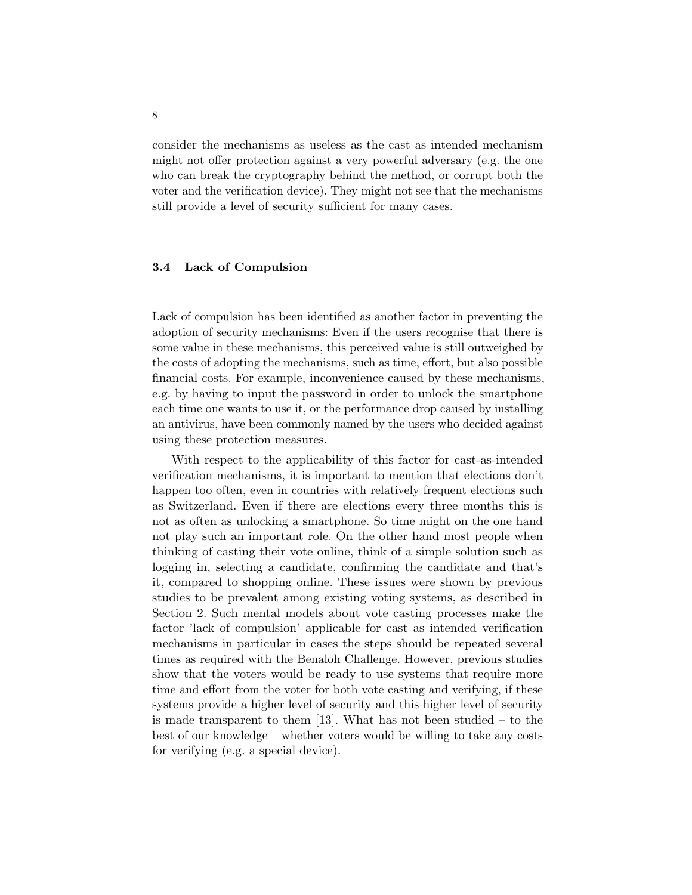consider the mechanisms as useless as the cast as intended mechanism might not offer protection against a very powerful adversary (e.g. the one who can break the cryptography behind the method, or corrupt both the voter and the verification device). They might not see that the mechanisms still provide a level of security sufficient for many cases.

### 3.4 Lack of Compulsion

Lack of compulsion has been identified as another factor in preventing the adoption of security mechanisms: Even if the users recognise that there is some value in these mechanisms, this perceived value is still outweighed by the costs of adopting the mechanisms, such as time, effort, but also possible financial costs. For example, inconvenience caused by these mechanisms, e.g. by having to input the password in order to unlock the smartphone each time one wants to use it, or the performance drop caused by installing an antivirus, have been commonly named by the users who decided against using these protection measures.

With respect to the applicability of this factor for cast-as-intended verification mechanisms, it is important to mention that elections don't happen too often, even in countries with relatively frequent elections such as Switzerland. Even if there are elections every three months this is not as often as unlocking a smartphone. So time might on the one hand not play such an important role. On the other hand most people when thinking of casting their vote online, think of a simple solution such as logging in, selecting a candidate, confirming the candidate and that's it, compared to shopping online. These issues were shown by previous studies to be prevalent among existing voting systems, as described in Section 2. Such mental models about vote casting processes make the factor 'lack of compulsion' applicable for cast as intended verification mechanisms in particular in cases the steps should be repeated several times as required with the Benaloh Challenge. However, previous studies show that the voters would be ready to use systems that require more time and effort from the voter for both vote casting and verifying, if these systems provide a higher level of security and this higher level of security is made transparent to them [13]. What has not been studied – to the best of our knowledge – whether voters would be willing to take any costs for verifying (e.g. a special device).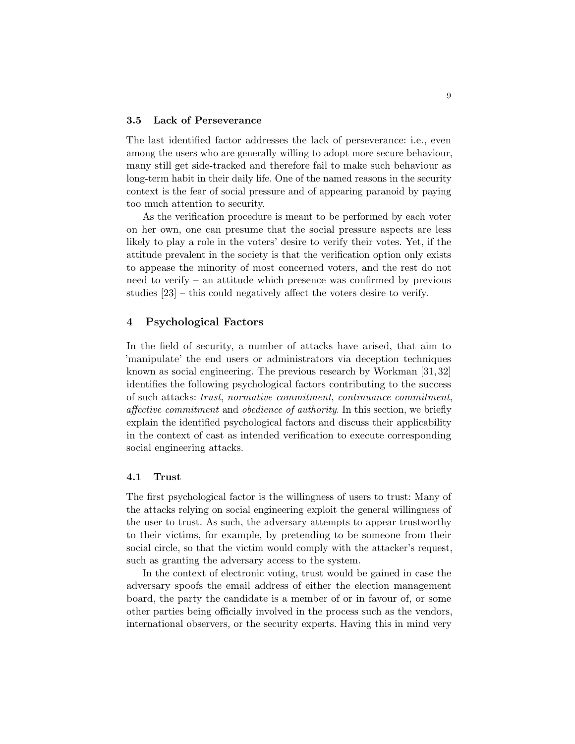### 3.5 Lack of Perseverance

The last identified factor addresses the lack of perseverance: i.e., even among the users who are generally willing to adopt more secure behaviour, many still get side-tracked and therefore fail to make such behaviour as long-term habit in their daily life. One of the named reasons in the security context is the fear of social pressure and of appearing paranoid by paying too much attention to security.

As the verification procedure is meant to be performed by each voter on her own, one can presume that the social pressure aspects are less likely to play a role in the voters' desire to verify their votes. Yet, if the attitude prevalent in the society is that the verification option only exists to appease the minority of most concerned voters, and the rest do not need to verify – an attitude which presence was confirmed by previous studies [23] – this could negatively affect the voters desire to verify.

## 4 Psychological Factors

In the field of security, a number of attacks have arised, that aim to 'manipulate' the end users or administrators via deception techniques known as social engineering. The previous research by Workman [31, 32] identifies the following psychological factors contributing to the success of such attacks: *trust*, *normative commitment*, *continuance commitment*, *affective commitment* and *obedience of authority*. In this section, we briefly explain the identified psychological factors and discuss their applicability in the context of cast as intended verification to execute corresponding social engineering attacks.

### 4.1 Trust

The first psychological factor is the willingness of users to trust: Many of the attacks relying on social engineering exploit the general willingness of the user to trust. As such, the adversary attempts to appear trustworthy to their victims, for example, by pretending to be someone from their social circle, so that the victim would comply with the attacker's request, such as granting the adversary access to the system.

In the context of electronic voting, trust would be gained in case the adversary spoofs the email address of either the election management board, the party the candidate is a member of or in favour of, or some other parties being officially involved in the process such as the vendors, international observers, or the security experts. Having this in mind very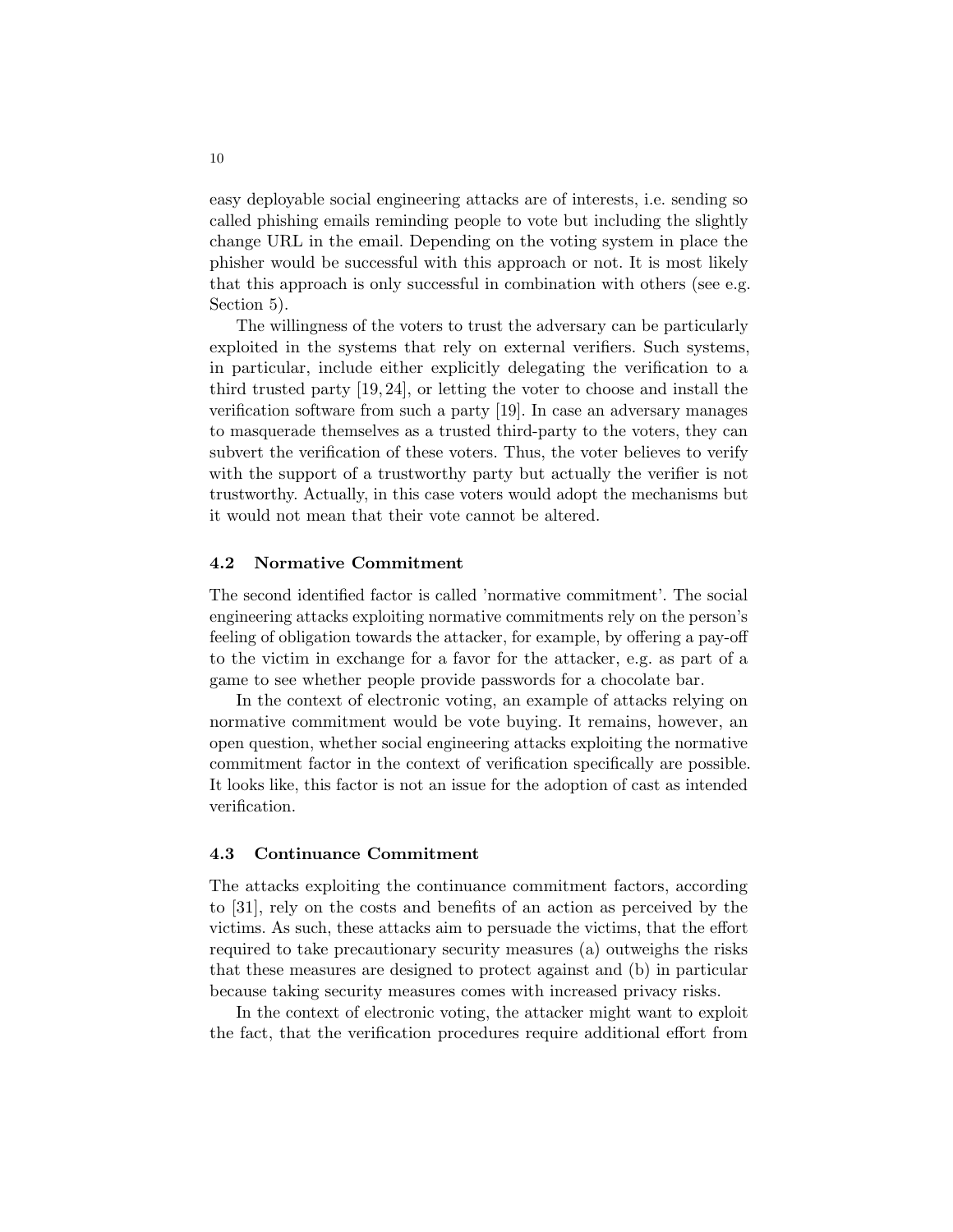easy deployable social engineering attacks are of interests, i.e. sending so called phishing emails reminding people to vote but including the slightly change URL in the email. Depending on the voting system in place the phisher would be successful with this approach or not. It is most likely that this approach is only successful in combination with others (see e.g. Section 5).

The willingness of the voters to trust the adversary can be particularly exploited in the systems that rely on external verifiers. Such systems, in particular, include either explicitly delegating the verification to a third trusted party [19, 24], or letting the voter to choose and install the verification software from such a party [19]. In case an adversary manages to masquerade themselves as a trusted third-party to the voters, they can subvert the verification of these voters. Thus, the voter believes to verify with the support of a trustworthy party but actually the verifier is not trustworthy. Actually, in this case voters would adopt the mechanisms but it would not mean that their vote cannot be altered.

### 4.2 Normative Commitment

The second identified factor is called 'normative commitment'. The social engineering attacks exploiting normative commitments rely on the person's feeling of obligation towards the attacker, for example, by offering a pay-off to the victim in exchange for a favor for the attacker, e.g. as part of a game to see whether people provide passwords for a chocolate bar.

In the context of electronic voting, an example of attacks relying on normative commitment would be vote buying. It remains, however, an open question, whether social engineering attacks exploiting the normative commitment factor in the context of verification specifically are possible. It looks like, this factor is not an issue for the adoption of cast as intended verification.

### 4.3 Continuance Commitment

The attacks exploiting the continuance commitment factors, according to [31], rely on the costs and benefits of an action as perceived by the victims. As such, these attacks aim to persuade the victims, that the effort required to take precautionary security measures (a) outweighs the risks that these measures are designed to protect against and (b) in particular because taking security measures comes with increased privacy risks.

In the context of electronic voting, the attacker might want to exploit the fact, that the verification procedures require additional effort from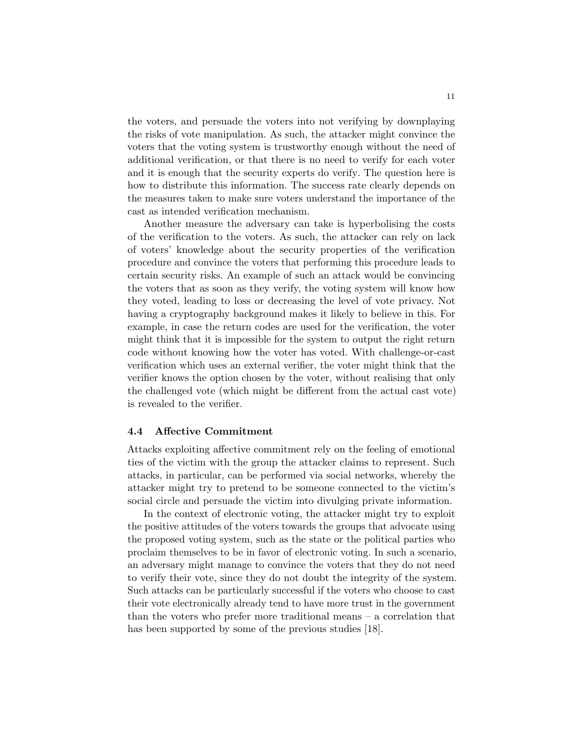the voters, and persuade the voters into not verifying by downplaying the risks of vote manipulation. As such, the attacker might convince the voters that the voting system is trustworthy enough without the need of additional verification, or that there is no need to verify for each voter and it is enough that the security experts do verify. The question here is how to distribute this information. The success rate clearly depends on the measures taken to make sure voters understand the importance of the cast as intended verification mechanism.

Another measure the adversary can take is hyperbolising the costs of the verification to the voters. As such, the attacker can rely on lack of voters' knowledge about the security properties of the verification procedure and convince the voters that performing this procedure leads to certain security risks. An example of such an attack would be convincing the voters that as soon as they verify, the voting system will know how they voted, leading to loss or decreasing the level of vote privacy. Not having a cryptography background makes it likely to believe in this. For example, in case the return codes are used for the verification, the voter might think that it is impossible for the system to output the right return code without knowing how the voter has voted. With challenge-or-cast verification which uses an external verifier, the voter might think that the verifier knows the option chosen by the voter, without realising that only the challenged vote (which might be different from the actual cast vote) is revealed to the verifier.

### 4.4 Affective Commitment

Attacks exploiting affective commitment rely on the feeling of emotional ties of the victim with the group the attacker claims to represent. Such attacks, in particular, can be performed via social networks, whereby the attacker might try to pretend to be someone connected to the victim's social circle and persuade the victim into divulging private information.

In the context of electronic voting, the attacker might try to exploit the positive attitudes of the voters towards the groups that advocate using the proposed voting system, such as the state or the political parties who proclaim themselves to be in favor of electronic voting. In such a scenario, an adversary might manage to convince the voters that they do not need to verify their vote, since they do not doubt the integrity of the system. Such attacks can be particularly successful if the voters who choose to cast their vote electronically already tend to have more trust in the government than the voters who prefer more traditional means – a correlation that has been supported by some of the previous studies [18].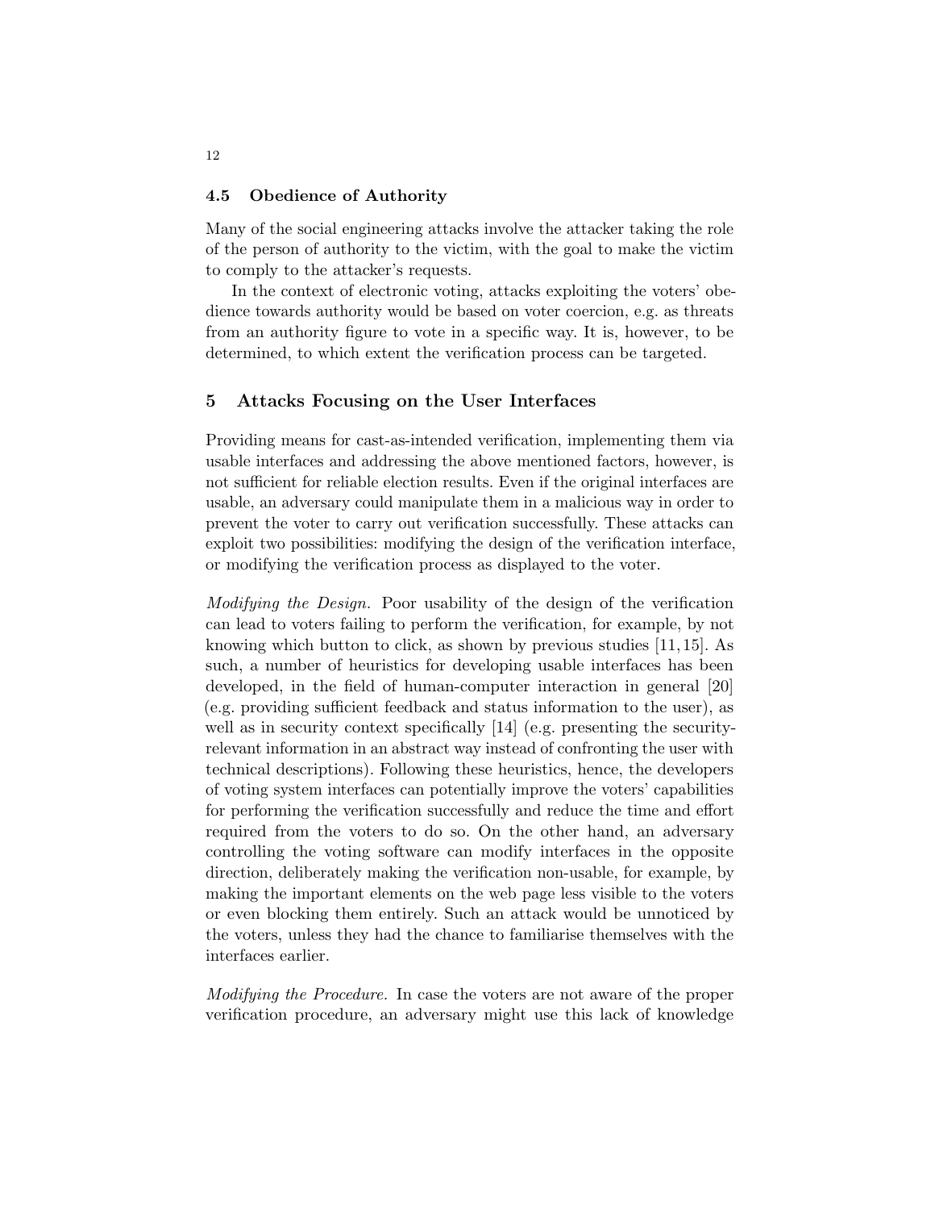### 4.5 Obedience of Authority

Many of the social engineering attacks involve the attacker taking the role of the person of authority to the victim, with the goal to make the victim to comply to the attacker's requests.

In the context of electronic voting, attacks exploiting the voters' obedience towards authority would be based on voter coercion, e.g. as threats from an authority figure to vote in a specific way. It is, however, to be determined, to which extent the verification process can be targeted.

## 5 Attacks Focusing on the User Interfaces

Providing means for cast-as-intended verification, implementing them via usable interfaces and addressing the above mentioned factors, however, is not sufficient for reliable election results. Even if the original interfaces are usable, an adversary could manipulate them in a malicious way in order to prevent the voter to carry out verification successfully. These attacks can exploit two possibilities: modifying the design of the verification interface, or modifying the verification process as displayed to the voter.

*Modifying the Design.* Poor usability of the design of the verification can lead to voters failing to perform the verification, for example, by not knowing which button to click, as shown by previous studies [11, 15]. As such, a number of heuristics for developing usable interfaces has been developed, in the field of human-computer interaction in general [20] (e.g. providing sufficient feedback and status information to the user), as well as in security context specifically [14] (e.g. presenting the security-relevant information in an abstract way instead of confronting the user with technical descriptions). Following these heuristics, hence, the developers of voting system interfaces can potentially improve the voters' capabilities for performing the verification successfully and reduce the time and effort required from the voters to do so. On the other hand, an adversary controlling the voting software can modify interfaces in the opposite direction, deliberately making the verification non-usable, for example, by making the important elements on the web page less visible to the voters or even blocking them entirely. Such an attack would be unnoticed by the voters, unless they had the chance to familiarise themselves with the interfaces earlier.

*Modifying the Procedure.* In case the voters are not aware of the proper verification procedure, an adversary might use this lack of knowledge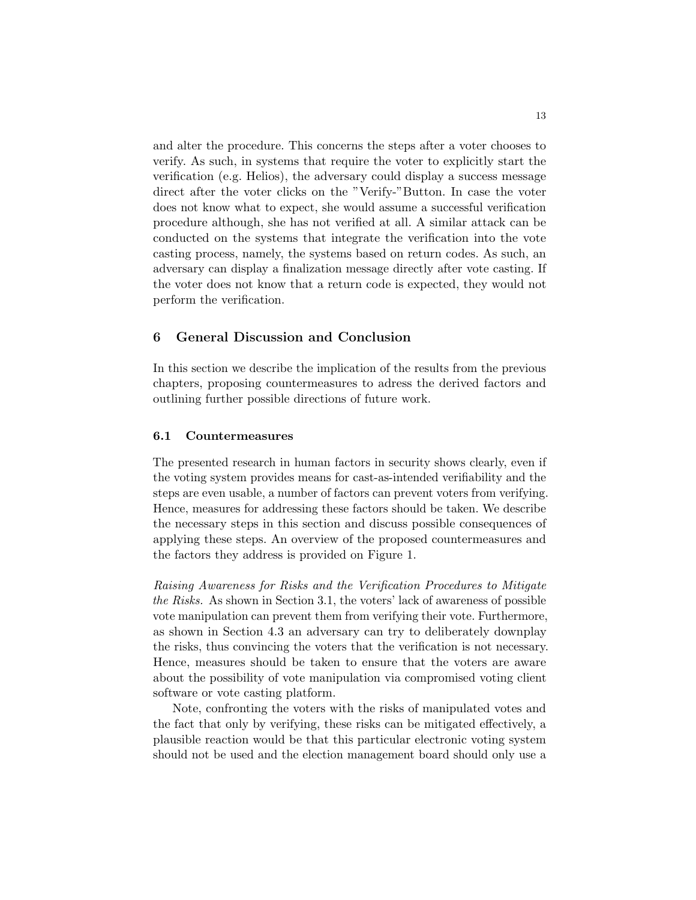and alter the procedure. This concerns the steps after a voter chooses to verify. As such, in systems that require the voter to explicitly start the verification (e.g. Helios), the adversary could display a success message direct after the voter clicks on the "Verify-"Button. In case the voter does not know what to expect, she would assume a successful verification procedure although, she has not verified at all. A similar attack can be conducted on the systems that integrate the verification into the vote casting process, namely, the systems based on return codes. As such, an adversary can display a finalization message directly after vote casting. If the voter does not know that a return code is expected, they would not perform the verification.

## 6 General Discussion and Conclusion

In this section we describe the implication of the results from the previous chapters, proposing countermeasures to adress the derived factors and outlining further possible directions of future work.

### 6.1 Countermeasures

The presented research in human factors in security shows clearly, even if the voting system provides means for cast-as-intended verifiability and the steps are even usable, a number of factors can prevent voters from verifying. Hence, measures for addressing these factors should be taken. We describe the necessary steps in this section and discuss possible consequences of applying these steps. An overview of the proposed countermeasures and the factors they address is provided on Figure 1.

*Raising Awareness for Risks and the Verification Procedures to Mitigate the Risks.* As shown in Section 3.1, the voters' lack of awareness of possible vote manipulation can prevent them from verifying their vote. Furthermore, as shown in Section 4.3 an adversary can try to deliberately downplay the risks, thus convincing the voters that the verification is not necessary. Hence, measures should be taken to ensure that the voters are aware about the possibility of vote manipulation via compromised voting client software or vote casting platform.

Note, confronting the voters with the risks of manipulated votes and the fact that only by verifying, these risks can be mitigated effectively, a plausible reaction would be that this particular electronic voting system should not be used and the election management board should only use a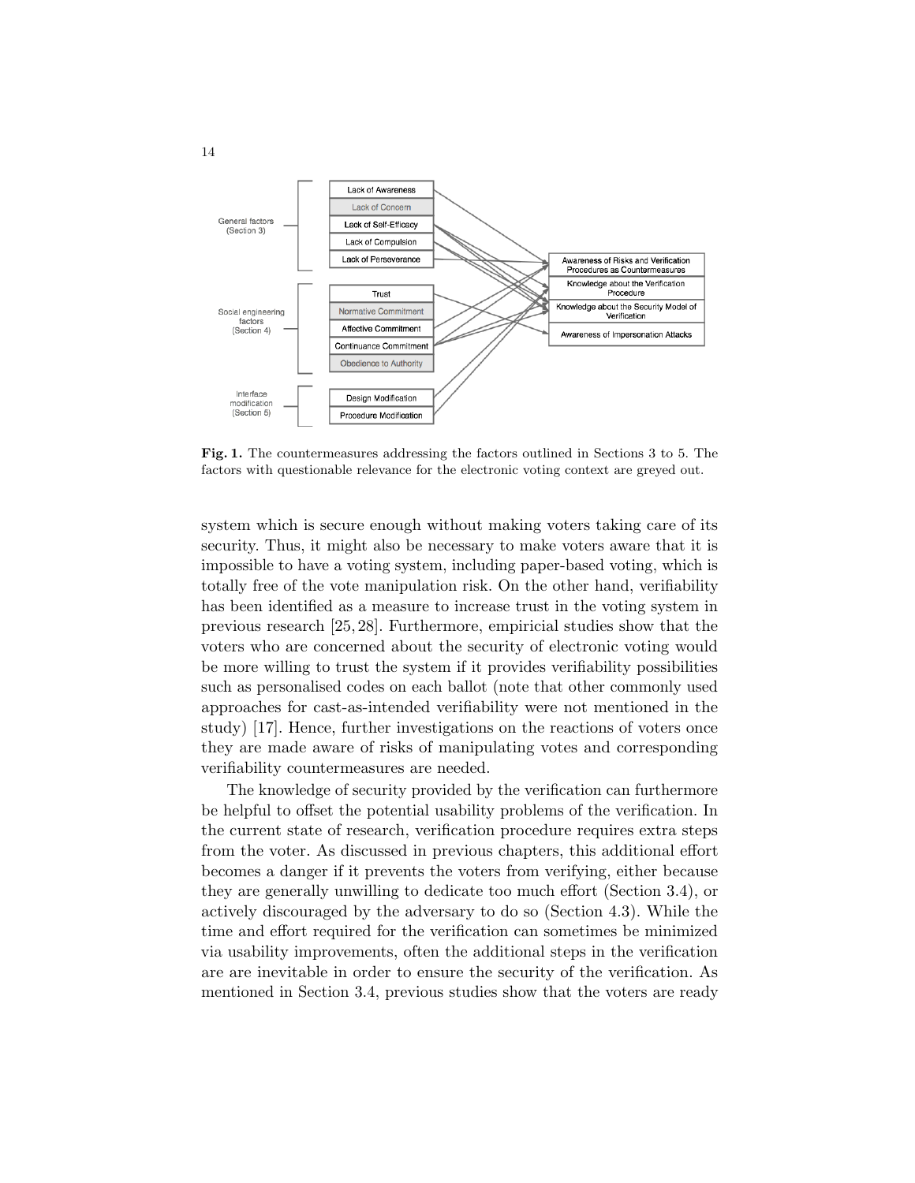Fig. 1. The countermeasures addressing the factors outlined in Sections 3 to 5. The factors with questionable relevance for the electronic voting context are greyed out.

system which is secure enough without making voters taking care of its security. Thus, it might also be necessary to make voters aware that it is impossible to have a voting system, including paper-based voting, which is totally free of the vote manipulation risk. On the other hand, verifiability has been identified as a measure to increase trust in the voting system in previous research [25, 28]. Furthermore, empiricial studies show that the voters who are concerned about the security of electronic voting would be more willing to trust the system if it provides verifiability possibilities such as personalised codes on each ballot (note that other commonly used approaches for cast-as-intended verifiability were not mentioned in the study) [17]. Hence, further investigations on the reactions of voters once they are made aware of risks of manipulating votes and corresponding verifiability countermeasures are needed.

The knowledge of security provided by the verification can furthermore be helpful to offset the potential usability problems of the verification. In the current state of research, verification procedure requires extra steps from the voter. As discussed in previous chapters, this additional effort becomes a danger if it prevents the voters from verifying, either because they are generally unwilling to dedicate too much effort (Section 3.4), or actively discouraged by the adversary to do so (Section 4.3). While the time and effort required for the verification can sometimes be minimized via usability improvements, often the additional steps in the verification are are inevitable in order to ensure the security of the verification. As mentioned in Section 3.4, previous studies show that the voters are ready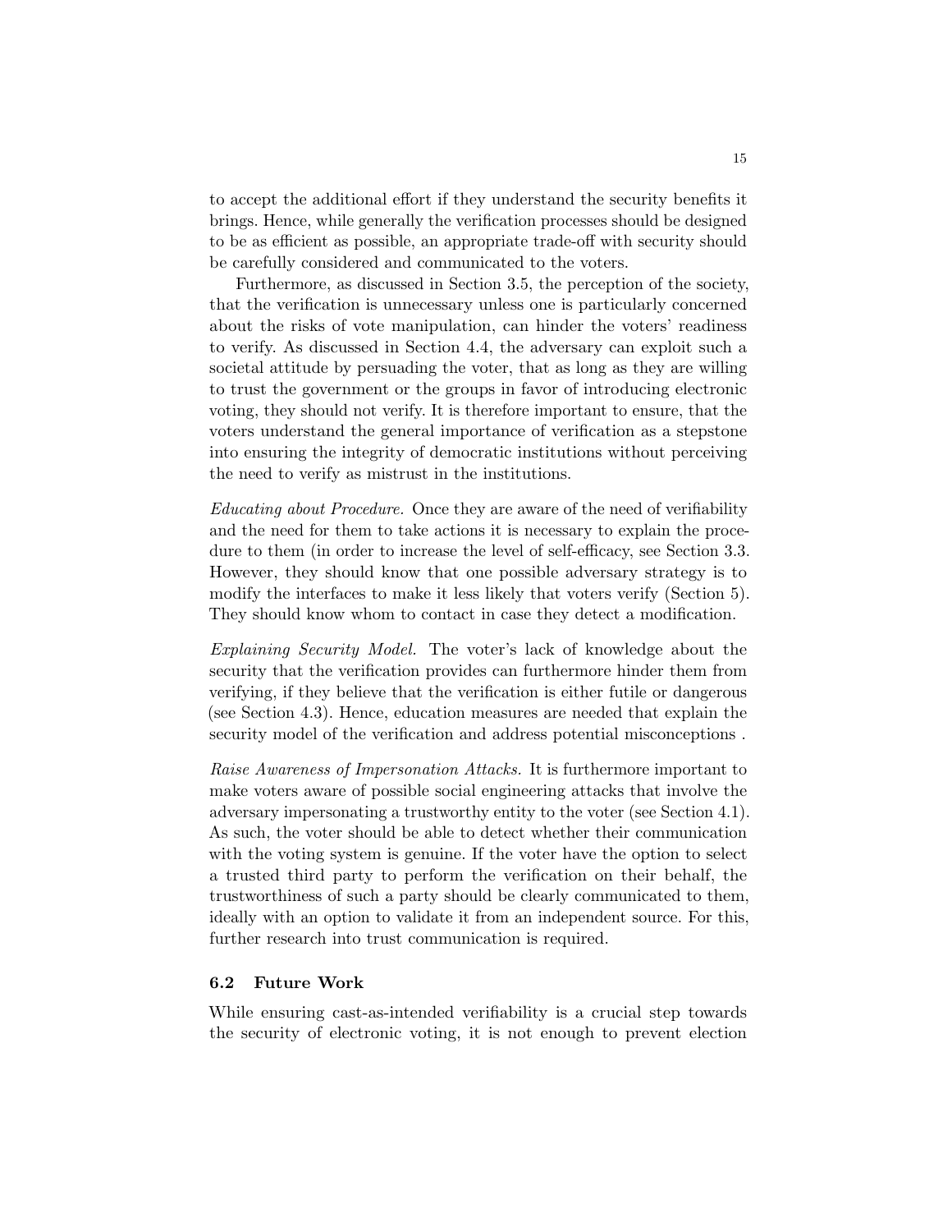to accept the additional effort if they understand the security benefits it brings. Hence, while generally the verification processes should be designed to be as efficient as possible, an appropriate trade-off with security should be carefully considered and communicated to the voters.

Furthermore, as discussed in Section 3.5, the perception of the society, that the verification is unnecessary unless one is particularly concerned about the risks of vote manipulation, can hinder the voters' readiness to verify. As discussed in Section 4.4, the adversary can exploit such a societal attitude by persuading the voter, that as long as they are willing to trust the government or the groups in favor of introducing electronic voting, they should not verify. It is therefore important to ensure, that the voters understand the general importance of verification as a stepstone into ensuring the integrity of democratic institutions without perceiving the need to verify as mistrust in the institutions.

*Educating about Procedure.* Once they are aware of the need of verifiability and the need for them to take actions it is necessary to explain the procedure to them (in order to increase the level of self-efficacy, see Section 3.3. However, they should know that one possible adversary strategy is to modify the interfaces to make it less likely that voters verify (Section 5). They should know whom to contact in case they detect a modification.

*Explaining Security Model.* The voter's lack of knowledge about the security that the verification provides can furthermore hinder them from verifying, if they believe that the verification is either futile or dangerous (see Section 4.3). Hence, education measures are needed that explain the security model of the verification and address potential misconceptions .

*Raise Awareness of Impersonation Attacks.* It is furthermore important to make voters aware of possible social engineering attacks that involve the adversary impersonating a trustworthy entity to the voter (see Section 4.1). As such, the voter should be able to detect whether their communication with the voting system is genuine. If the voter have the option to select a trusted third party to perform the verification on their behalf, the trustworthiness of such a party should be clearly communicated to them, ideally with an option to validate it from an independent source. For this, further research into trust communication is required.

### 6.2 Future Work

While ensuring cast-as-intended verifiability is a crucial step towards the security of electronic voting, it is not enough to prevent election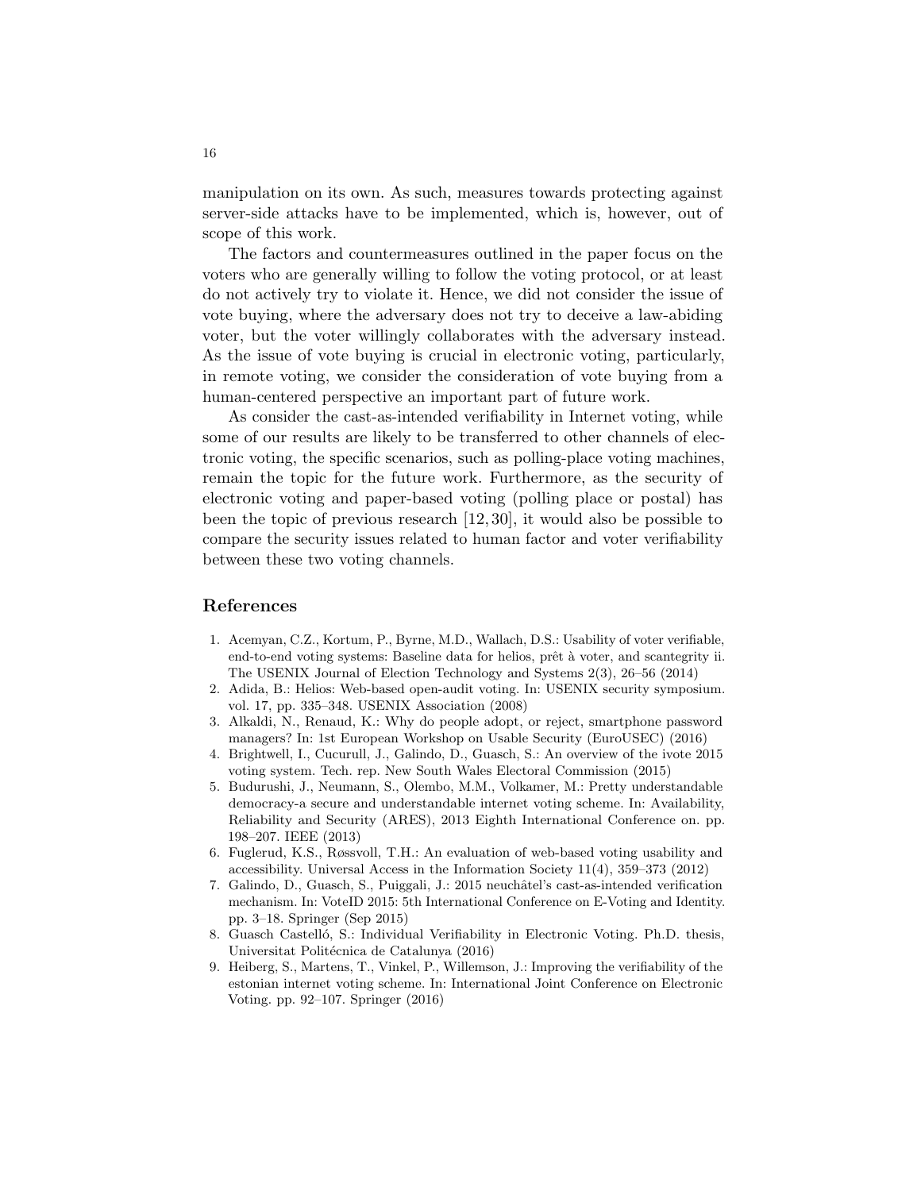manipulation on its own. As such, measures towards protecting against server-side attacks have to be implemented, which is, however, out of scope of this work.

The factors and countermeasures outlined in the paper focus on the voters who are generally willing to follow the voting protocol, or at least do not actively try to violate it. Hence, we did not consider the issue of vote buying, where the adversary does not try to deceive a law-abiding voter, but the voter willingly collaborates with the adversary instead. As the issue of vote buying is crucial in electronic voting, particularly, in remote voting, we consider the consideration of vote buying from a human-centered perspective an important part of future work.

As consider the cast-as-intended verifiability in Internet voting, while some of our results are likely to be transferred to other channels of electronic voting, the specific scenarios, such as polling-place voting machines, remain the topic for the future work. Furthermore, as the security of electronic voting and paper-based voting (polling place or postal) has been the topic of previous research [12, 30], it would also be possible to compare the security issues related to human factor and voter verifiability between these two voting channels.

## References

1. Acemyan, C.Z., Kortum, P., Byrne, M.D., Wallach, D.S.: Usability of voter verifiable, end-to-end voting systems: Baseline data for helios, prêt à voter, and scantegrity ii. The USENIX Journal of Election Technology and Systems 2(3), 26–56 (2014)
2. Adida, B.: Helios: Web-based open-audit voting. In: USENIX security symposium. vol. 17, pp. 335–348. USENIX Association (2008)
3. Alkaldi, N., Renaud, K.: Why do people adopt, or reject, smartphone password managers? In: 1st European Workshop on Usable Security (EuroUSEC) (2016)
4. Brightwell, I., Cucurull, J., Galindo, D., Guasch, S.: An overview of the ivote 2015 voting system. Tech. rep. New South Wales Electoral Commission (2015)
5. Budurushi, J., Neumann, S., Olembo, M.M., Volkamer, M.: Pretty understandable democracy-a secure and understandable internet voting scheme. In: Availability, Reliability and Security (ARES), 2013 Eighth International Conference on. pp. 198–207. IEEE (2013)
6. Fuglerud, K.S., Røssvoll, T.H.: An evaluation of web-based voting usability and accessibility. Universal Access in the Information Society 11(4), 359–373 (2012)
7. Galindo, D., Guasch, S., Puiggali, J.: 2015 neuchâtel's cast-as-intended verification mechanism. In: VoteID 2015: 5th International Conference on E-Voting and Identity. pp. 3–18. Springer (Sep 2015)
8. Guasch Castelló, S.: Individual Verifiability in Electronic Voting. Ph.D. thesis, Universitat Politécnica de Catalunya (2016)
9. Heiberg, S., Martens, T., Vinkel, P., Willemson, J.: Improving the verifiability of the estonian internet voting scheme. In: International Joint Conference on Electronic Voting. pp. 92–107. Springer (2016)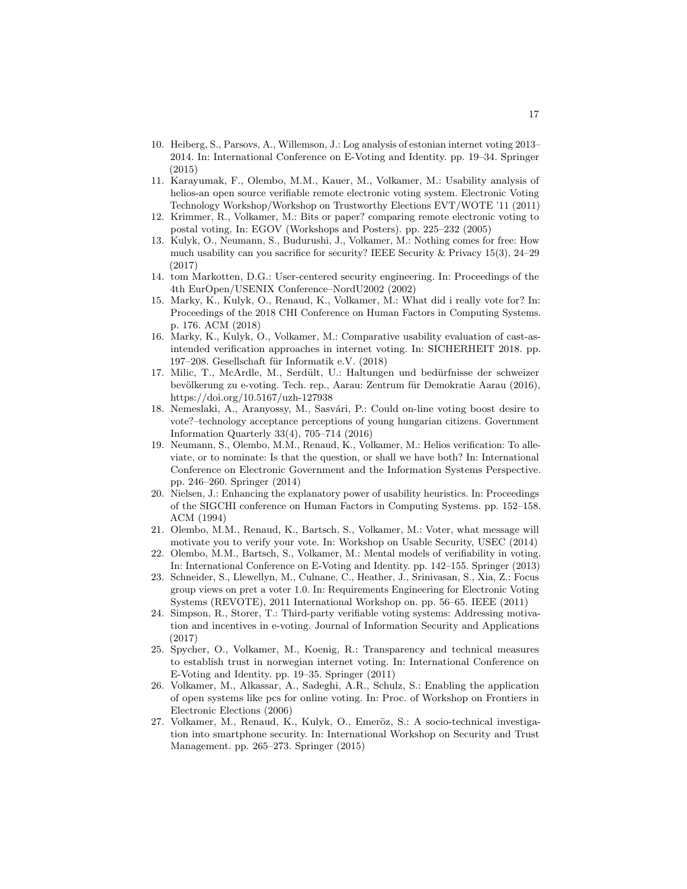10. Heiberg, S., Parsovs, A., Willemson, J.: Log analysis of estonian internet voting 2013–2014. In: International Conference on E-Voting and Identity. pp. 19–34. Springer (2015)
11. Karayumak, F., Olembo, M.M., Kauer, M., Volkamer, M.: Usability analysis of helios-an open source verifiable remote electronic voting system. Electronic Voting Technology Workshop/Workshop on Trustworthy Elections EVT/WOTE '11 (2011)
12. Krimmer, R., Volkamer, M.: Bits or paper? comparing remote electronic voting to postal voting. In: EGOV (Workshops and Posters). pp. 225–232 (2005)
13. Kulyk, O., Neumann, S., Budurushi, J., Volkamer, M.: Nothing comes for free: How much usability can you sacrifice for security? IEEE Security & Privacy 15(3), 24–29 (2017)
14. tom Markotten, D.G.: User-centered security engineering. In: Proceedings of the 4th EurOpen/USENIX Conference–NordU2002 (2002)
15. Marky, K., Kulyk, O., Renaud, K., Volkamer, M.: What did i really vote for? In: Proceedings of the 2018 CHI Conference on Human Factors in Computing Systems. p. 176. ACM (2018)
16. Marky, K., Kulyk, O., Volkamer, M.: Comparative usability evaluation of cast-as-intended verification approaches in internet voting. In: SICHERHEIT 2018. pp. 197–208. Gesellschaft für Informatik e.V. (2018)
17. Milic, T., McArdle, M., Serdült, U.: Haltungen und bedürfnisse der schweizer bevölkerung zu e-voting. Tech. rep., Aarau: Zentrum für Demokratie Aarau (2016), https://doi.org/10.5167/uzh-127938
18. Nemeslaki, A., Aranyossy, M., Sasvári, P.: Could on-line voting boost desire to vote?–technology acceptance perceptions of young hungarian citizens. Government Information Quarterly 33(4), 705–714 (2016)
19. Neumann, S., Olembo, M.M., Renaud, K., Volkamer, M.: Helios verification: To alleviate, or to nominate: Is that the question, or shall we have both? In: International Conference on Electronic Government and the Information Systems Perspective. pp. 246–260. Springer (2014)
20. Nielsen, J.: Enhancing the explanatory power of usability heuristics. In: Proceedings of the SIGCHI conference on Human Factors in Computing Systems. pp. 152–158. ACM (1994)
21. Olembo, M.M., Renaud, K., Bartsch, S., Volkamer, M.: Voter, what message will motivate you to verify your vote. In: Workshop on Usable Security, USEC (2014)
22. Olembo, M.M., Bartsch, S., Volkamer, M.: Mental models of verifiability in voting. In: International Conference on E-Voting and Identity. pp. 142–155. Springer (2013)
23. Schneider, S., Llewellyn, M., Culnane, C., Heather, J., Srinivasan, S., Xia, Z.: Focus group views on pret a voter 1.0. In: Requirements Engineering for Electronic Voting Systems (REVOTE), 2011 International Workshop on. pp. 56–65. IEEE (2011)
24. Simpson, R., Storer, T.: Third-party verifiable voting systems: Addressing motivation and incentives in e-voting. Journal of Information Security and Applications (2017)
25. Spycher, O., Volkamer, M., Koenig, R.: Transparency and technical measures to establish trust in norwegian internet voting. In: International Conference on E-Voting and Identity. pp. 19–35. Springer (2011)
26. Volkamer, M., Alkassar, A., Sadeghi, A.R., Schulz, S.: Enabling the application of open systems like pcs for online voting. In: Proc. of Workshop on Frontiers in Electronic Elections (2006)
27. Volkamer, M., Renaud, K., Kulyk, O., Emeröz, S.: A socio-technical investigation into smartphone security. In: International Workshop on Security and Trust Management. pp. 265–273. Springer (2015)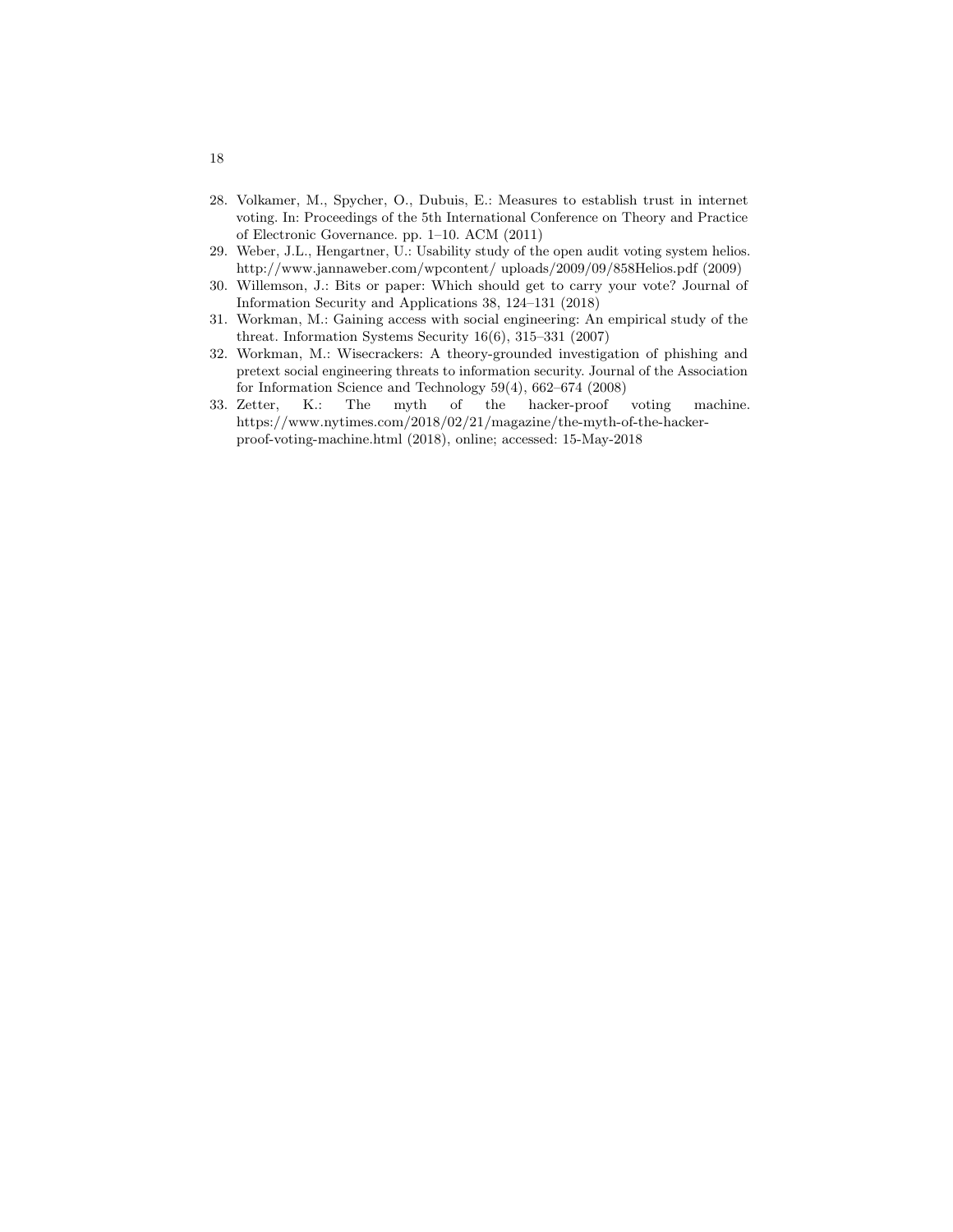28. Volkamer, M., Spycher, O., Dubuis, E.: Measures to establish trust in internet voting. In: Proceedings of the 5th International Conference on Theory and Practice of Electronic Governance. pp. 1–10. ACM (2011)
29. Weber, J.L., Hengartner, U.: Usability study of the open audit voting system helios. http://www.jannaweber.com/wpcontent/ uploads/2009/09/858Helios.pdf (2009)
30. Willemson, J.: Bits or paper: Which should get to carry your vote? Journal of Information Security and Applications 38, 124–131 (2018)
31. Workman, M.: Gaining access with social engineering: An empirical study of the threat. Information Systems Security 16(6), 315–331 (2007)
32. Workman, M.: Wisecrackers: A theory-grounded investigation of phishing and pretext social engineering threats to information security. Journal of the Association for Information Science and Technology 59(4), 662–674 (2008)
33. Zetter, K.: The myth of the hacker-proof voting machine. https://www.nytimes.com/2018/02/21/magazine/the-myth-of-the-hacker-proof-voting-machine.html (2018), online; accessed: 15-May-2018